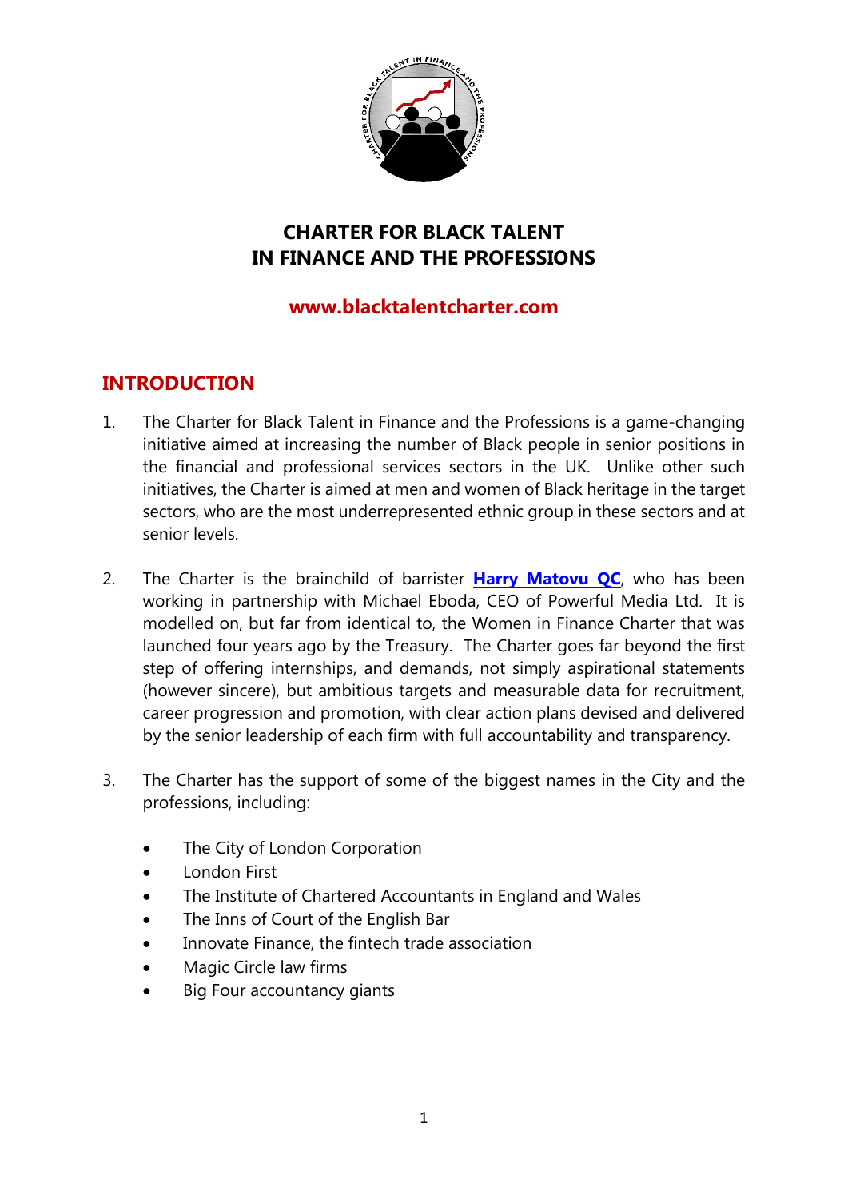# CHARTER FOR BLACK TALENT IN FINANCE AND THE PROFESSIONS

**www.blacktalentcharter.com**

## INTRODUCTION

1. The Charter for Black Talent in Finance and the Professions is a game-changing initiative aimed at increasing the number of Black people in senior positions in the financial and professional services sectors in the UK. Unlike other such initiatives, the Charter is aimed at men and women of Black heritage in the target sectors, who are the most underrepresented ethnic group in these sectors and at senior levels.

2. The Charter is the brainchild of barrister **Harry Matovu QC**, who has been working in partnership with Michael Eboda, CEO of Powerful Media Ltd. It is modelled on, but far from identical to, the Women in Finance Charter that was launched four years ago by the Treasury. The Charter goes far beyond the first step of offering internships, and demands, not simply aspirational statements (however sincere), but ambitious targets and measurable data for recruitment, career progression and promotion, with clear action plans devised and delivered by the senior leadership of each firm with full accountability and transparency.

3. The Charter has the support of some of the biggest names in the City and the professions, including:

   - The City of London Corporation
   - London First
   - The Institute of Chartered Accountants in England and Wales
   - The Inns of Court of the English Bar
   - Innovate Finance, the fintech trade association
   - Magic Circle law firms
   - Big Four accountancy giants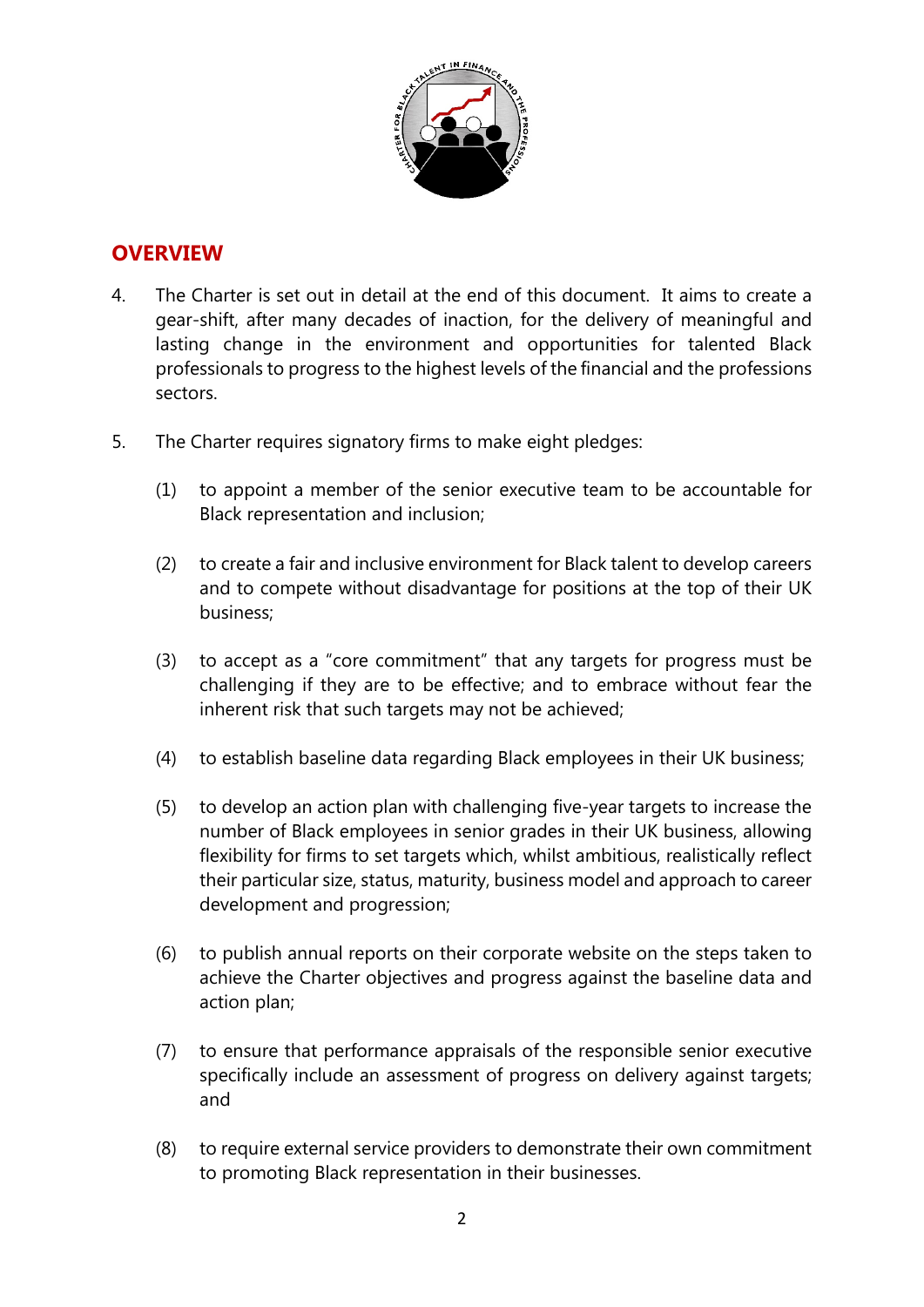## OVERVIEW

4. The Charter is set out in detail at the end of this document. It aims to create a gear-shift, after many decades of inaction, for the delivery of meaningful and lasting change in the environment and opportunities for talented Black professionals to progress to the highest levels of the financial and the professions sectors.

5. The Charter requires signatory firms to make eight pledges:

   (1) to appoint a member of the senior executive team to be accountable for Black representation and inclusion;

   (2) to create a fair and inclusive environment for Black talent to develop careers and to compete without disadvantage for positions at the top of their UK business;

   (3) to accept as a "core commitment" that any targets for progress must be challenging if they are to be effective; and to embrace without fear the inherent risk that such targets may not be achieved;

   (4) to establish baseline data regarding Black employees in their UK business;

   (5) to develop an action plan with challenging five-year targets to increase the number of Black employees in senior grades in their UK business, allowing flexibility for firms to set targets which, whilst ambitious, realistically reflect their particular size, status, maturity, business model and approach to career development and progression;

   (6) to publish annual reports on their corporate website on the steps taken to achieve the Charter objectives and progress against the baseline data and action plan;

   (7) to ensure that performance appraisals of the responsible senior executive specifically include an assessment of progress on delivery against targets; and

   (8) to require external service providers to demonstrate their own commitment to promoting Black representation in their businesses.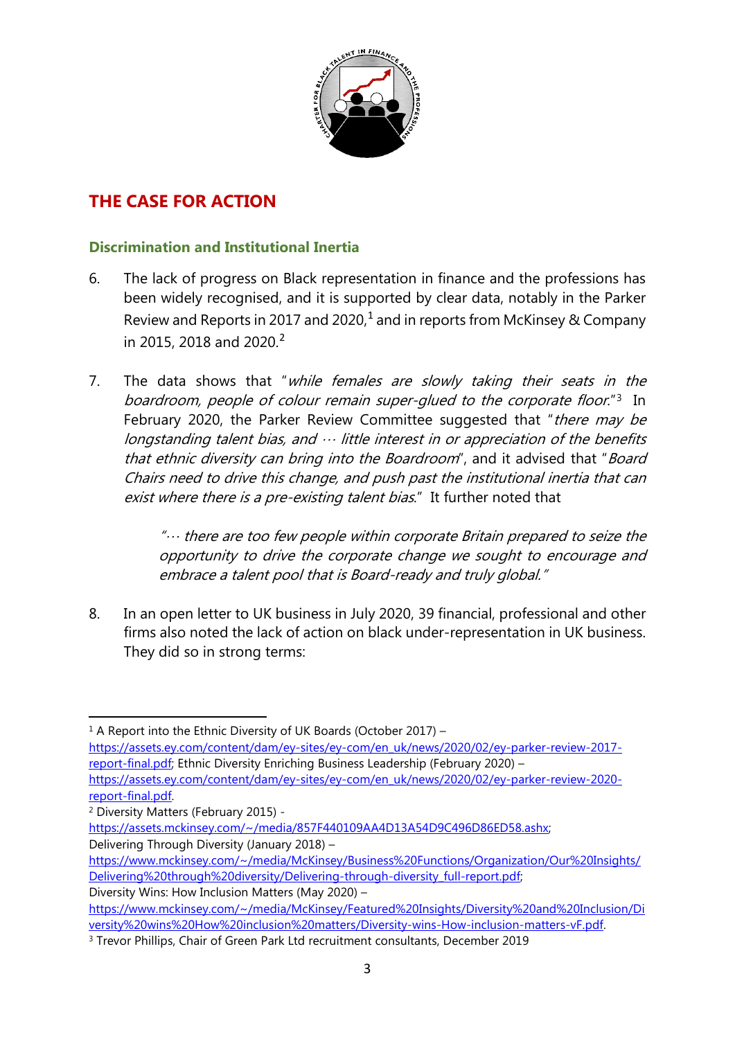## THE CASE FOR ACTION

### Discrimination and Institutional Inertia

6. The lack of progress on Black representation in finance and the professions has been widely recognised, and it is supported by clear data, notably in the Parker Review and Reports in 2017 and 2020,[1] and in reports from McKinsey & Company in 2015, 2018 and 2020.[2]

7. The data shows that "*while females are slowly taking their seats in the boardroom, people of colour remain super-glued to the corporate floor.*"[3] In February 2020, the Parker Review Committee suggested that "*there may be longstanding talent bias, and … little interest in or appreciation of the benefits that ethnic diversity can bring into the Boardroom*", and it advised that "*Board Chairs need to drive this change, and push past the institutional inertia that can exist where there is a pre-existing talent bias.*" It further noted that

   > "*… there are too few people within corporate Britain prepared to seize the opportunity to drive the corporate change we sought to encourage and embrace a talent pool that is Board-ready and truly global.*"

8. In an open letter to UK business in July 2020, 39 financial, professional and other firms also noted the lack of action on black under-representation in UK business. They did so in strong terms:

---

[1] A Report into the Ethnic Diversity of UK Boards (October 2017) – https://assets.ey.com/content/dam/ey-sites/ey-com/en_uk/news/2020/02/ey-parker-review-2017-report-final.pdf; Ethnic Diversity Enriching Business Leadership (February 2020) – https://assets.ey.com/content/dam/ey-sites/ey-com/en_uk/news/2020/02/ey-parker-review-2020-report-final.pdf.

[2] Diversity Matters (February 2015) - https://assets.mckinsey.com/~/media/857F440109AA4D13A54D9C496D86ED58.ashx; Delivering Through Diversity (January 2018) – https://www.mckinsey.com/~/media/McKinsey/Business%20Functions/Organization/Our%20Insights/Delivering%20through%20diversity/Delivering-through-diversity_full-report.pdf; Diversity Wins: How Inclusion Matters (May 2020) – https://www.mckinsey.com/~/media/McKinsey/Featured%20Insights/Diversity%20and%20Inclusion/Diversity%20wins%20How%20inclusion%20matters/Diversity-wins-How-inclusion-matters-vF.pdf.

[3] Trevor Phillips, Chair of Green Park Ltd recruitment consultants, December 2019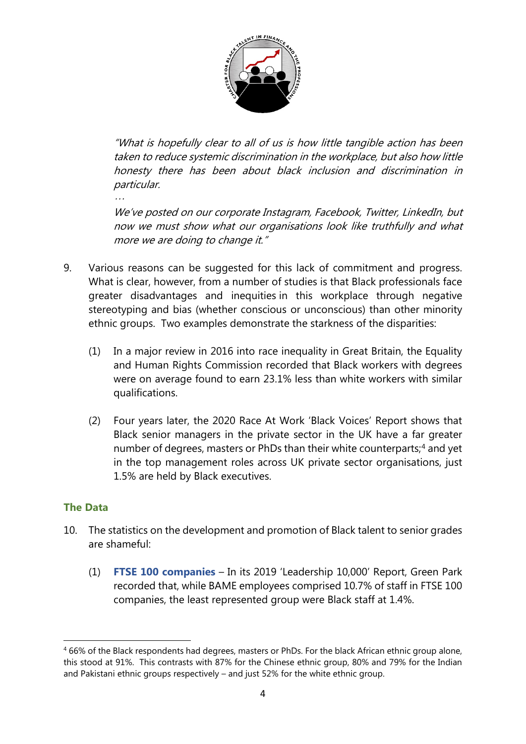> *"What is hopefully clear to all of us is how little tangible action has been taken to reduce systemic discrimination in the workplace, but also how little honesty there has been about black inclusion and discrimination in particular.*
>
> *…*
>
> *We've posted on our corporate Instagram, Facebook, Twitter, LinkedIn, but now we must show what our organisations look like truthfully and what more we are doing to change it."*

9. Various reasons can be suggested for this lack of commitment and progress. What is clear, however, from a number of studies is that Black professionals face greater disadvantages and inequities in this workplace through negative stereotyping and bias (whether conscious or unconscious) than other minority ethnic groups. Two examples demonstrate the starkness of the disparities:

   (1) In a major review in 2016 into race inequality in Great Britain, the Equality and Human Rights Commission recorded that Black workers with degrees were on average found to earn 23.1% less than white workers with similar qualifications.

   (2) Four years later, the 2020 Race At Work 'Black Voices' Report shows that Black senior managers in the private sector in the UK have a far greater number of degrees, masters or PhDs than their white counterparts;[4] and yet in the top management roles across UK private sector organisations, just 1.5% are held by Black executives.

## The Data

10. The statistics on the development and promotion of Black talent to senior grades are shameful:

   (1) **FTSE 100 companies** – In its 2019 'Leadership 10,000' Report, Green Park recorded that, while BAME employees comprised 10.7% of staff in FTSE 100 companies, the least represented group were Black staff at 1.4%.

---

[4] 66% of the Black respondents had degrees, masters or PhDs. For the black African ethnic group alone, this stood at 91%. This contrasts with 87% for the Chinese ethnic group, 80% and 79% for the Indian and Pakistani ethnic groups respectively – and just 52% for the white ethnic group.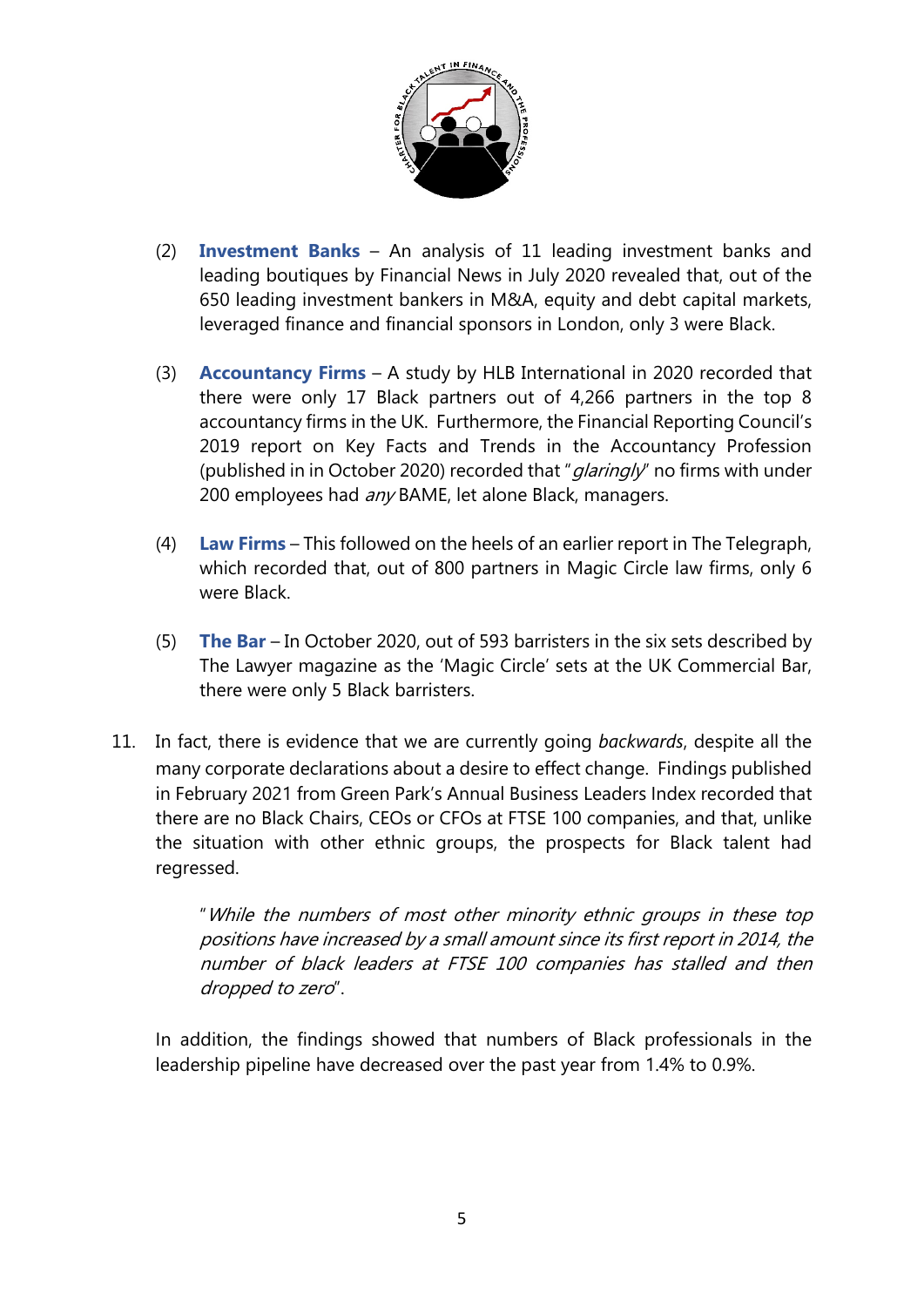(2) **Investment Banks** – An analysis of 11 leading investment banks and leading boutiques by Financial News in July 2020 revealed that, out of the 650 leading investment bankers in M&A, equity and debt capital markets, leveraged finance and financial sponsors in London, only 3 were Black.

(3) **Accountancy Firms** – A study by HLB International in 2020 recorded that there were only 17 Black partners out of 4,266 partners in the top 8 accountancy firms in the UK. Furthermore, the Financial Reporting Council's 2019 report on Key Facts and Trends in the Accountancy Profession (published in in October 2020) recorded that "*glaringly*" no firms with under 200 employees had *any* BAME, let alone Black, managers.

(4) **Law Firms** – This followed on the heels of an earlier report in The Telegraph, which recorded that, out of 800 partners in Magic Circle law firms, only 6 were Black.

(5) **The Bar** – In October 2020, out of 593 barristers in the six sets described by The Lawyer magazine as the 'Magic Circle' sets at the UK Commercial Bar, there were only 5 Black barristers.

11. In fact, there is evidence that we are currently going *backwards*, despite all the many corporate declarations about a desire to effect change. Findings published in February 2021 from Green Park's Annual Business Leaders Index recorded that there are no Black Chairs, CEOs or CFOs at FTSE 100 companies, and that, unlike the situation with other ethnic groups, the prospects for Black talent had regressed.

> "*While the numbers of most other minority ethnic groups in these top positions have increased by a small amount since its first report in 2014, the number of black leaders at FTSE 100 companies has stalled and then dropped to zero*".

In addition, the findings showed that numbers of Black professionals in the leadership pipeline have decreased over the past year from 1.4% to 0.9%.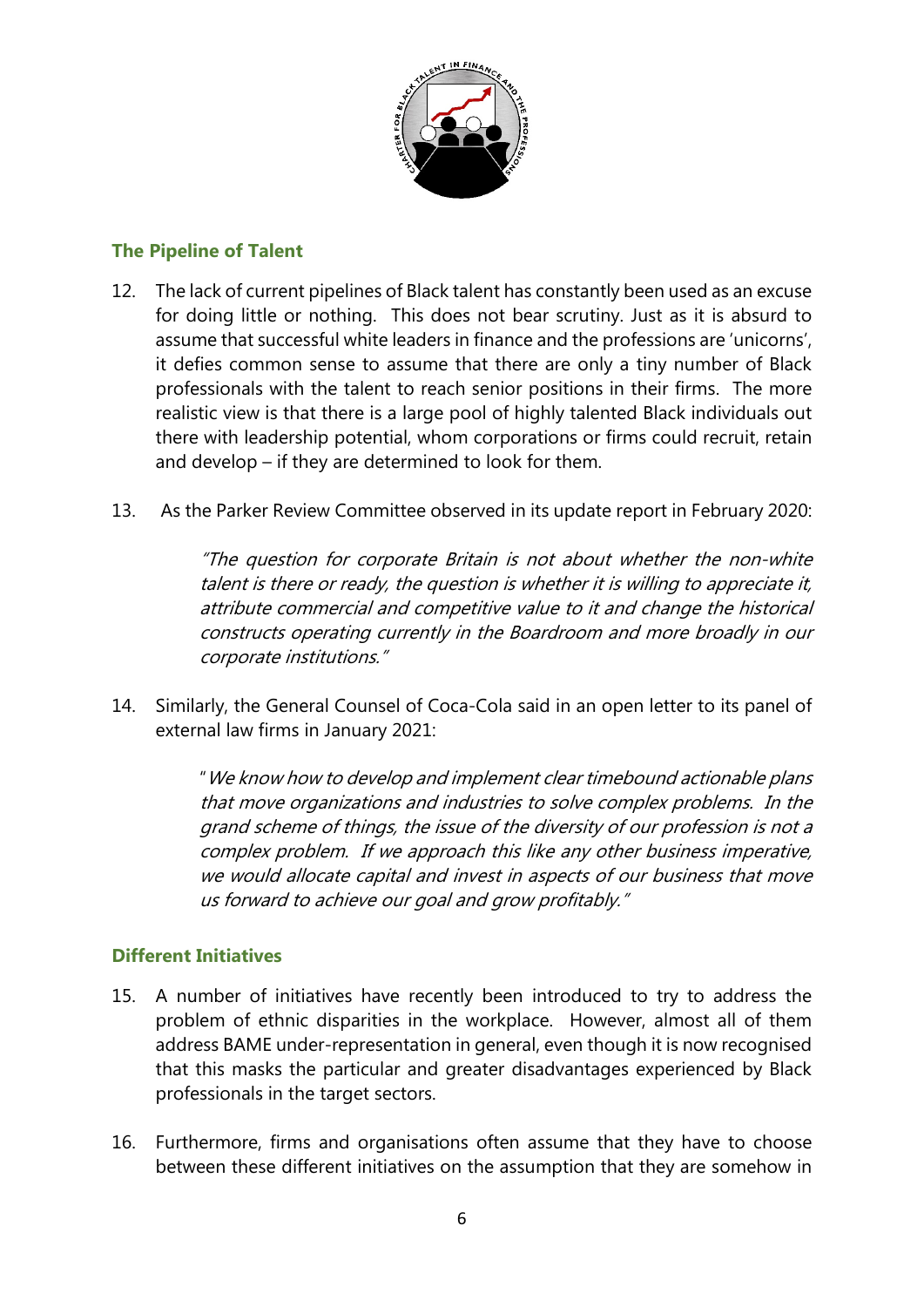## The Pipeline of Talent

12. The lack of current pipelines of Black talent has constantly been used as an excuse for doing little or nothing. This does not bear scrutiny. Just as it is absurd to assume that successful white leaders in finance and the professions are 'unicorns', it defies common sense to assume that there are only a tiny number of Black professionals with the talent to reach senior positions in their firms. The more realistic view is that there is a large pool of highly talented Black individuals out there with leadership potential, whom corporations or firms could recruit, retain and develop – if they are determined to look for them.

13. As the Parker Review Committee observed in its update report in February 2020:

> *"The question for corporate Britain is not about whether the non-white talent is there or ready, the question is whether it is willing to appreciate it, attribute commercial and competitive value to it and change the historical constructs operating currently in the Boardroom and more broadly in our corporate institutions."*

14. Similarly, the General Counsel of Coca-Cola said in an open letter to its panel of external law firms in January 2021:

> *"We know how to develop and implement clear timebound actionable plans that move organizations and industries to solve complex problems. In the grand scheme of things, the issue of the diversity of our profession is not a complex problem. If we approach this like any other business imperative, we would allocate capital and invest in aspects of our business that move us forward to achieve our goal and grow profitably."*

## Different Initiatives

15. A number of initiatives have recently been introduced to try to address the problem of ethnic disparities in the workplace. However, almost all of them address BAME under-representation in general, even though it is now recognised that this masks the particular and greater disadvantages experienced by Black professionals in the target sectors.

16. Furthermore, firms and organisations often assume that they have to choose between these different initiatives on the assumption that they are somehow in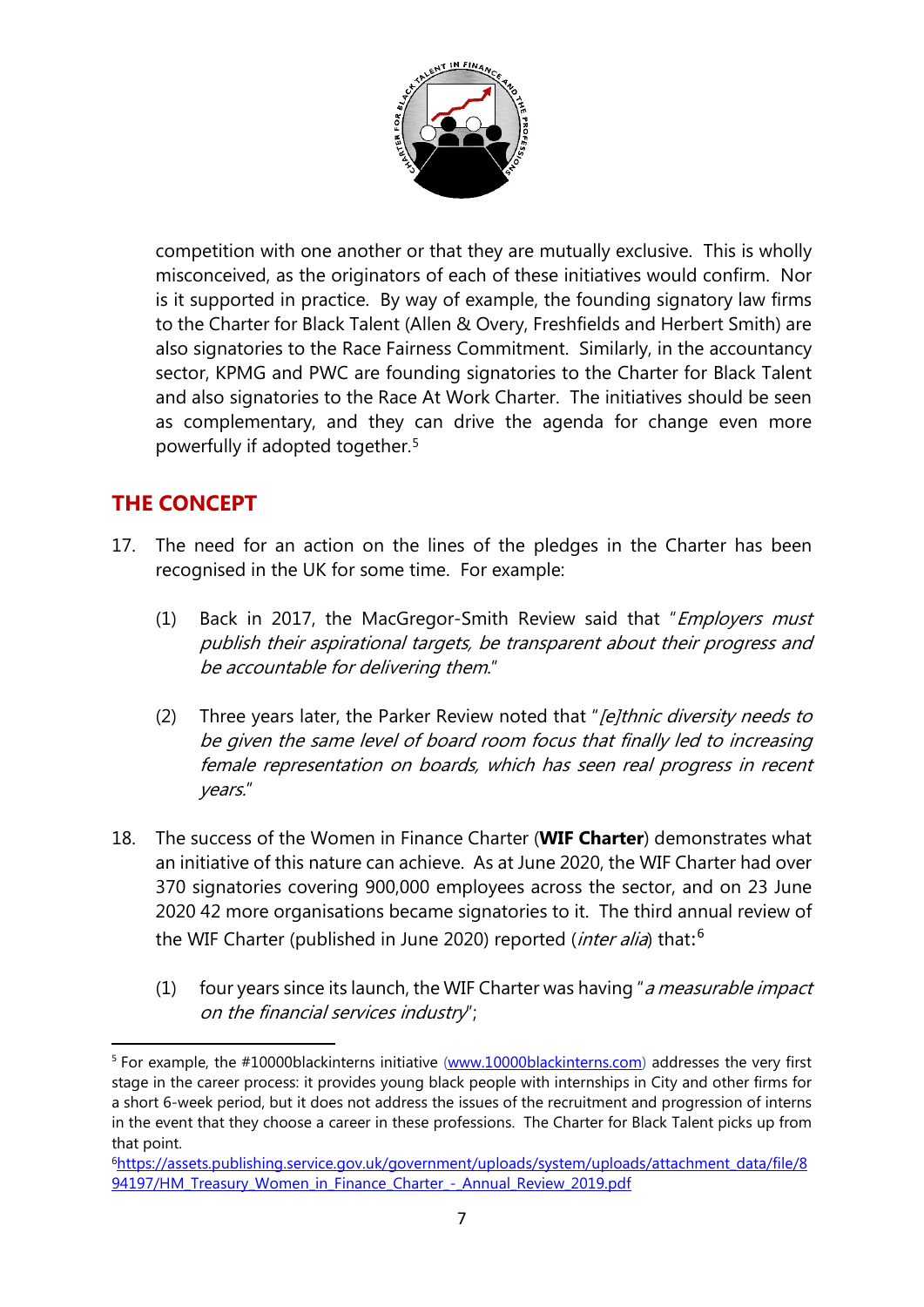competition with one another or that they are mutually exclusive. This is wholly misconceived, as the originators of each of these initiatives would confirm. Nor is it supported in practice. By way of example, the founding signatory law firms to the Charter for Black Talent (Allen & Overy, Freshfields and Herbert Smith) are also signatories to the Race Fairness Commitment. Similarly, in the accountancy sector, KPMG and PWC are founding signatories to the Charter for Black Talent and also signatories to the Race At Work Charter. The initiatives should be seen as complementary, and they can drive the agenda for change even more powerfully if adopted together.[5]

## THE CONCEPT

17. The need for an action on the lines of the pledges in the Charter has been recognised in the UK for some time. For example:

    (1) Back in 2017, the MacGregor-Smith Review said that "*Employers must publish their aspirational targets, be transparent about their progress and be accountable for delivering them*."

    (2) Three years later, the Parker Review noted that "*[e]thnic diversity needs to be given the same level of board room focus that finally led to increasing female representation on boards, which has seen real progress in recent years.*"

18. The success of the Women in Finance Charter (**WIF Charter**) demonstrates what an initiative of this nature can achieve. As at June 2020, the WIF Charter had over 370 signatories covering 900,000 employees across the sector, and on 23 June 2020 42 more organisations became signatories to it. The third annual review of the WIF Charter (published in June 2020) reported (*inter alia*) that:[6]

    (1) four years since its launch, the WIF Charter was having "*a measurable impact on the financial services industry*";

---

[5] For example, the #10000blackinterns initiative (www.10000blackinterns.com) addresses the very first stage in the career process: it provides young black people with internships in City and other firms for a short 6-week period, but it does not address the issues of the recruitment and progression of interns in the event that they choose a career in these professions. The Charter for Black Talent picks up from that point.

[6] https://assets.publishing.service.gov.uk/government/uploads/system/uploads/attachment_data/file/894197/HM_Treasury_Women_in_Finance_Charter_-_Annual_Review_2019.pdf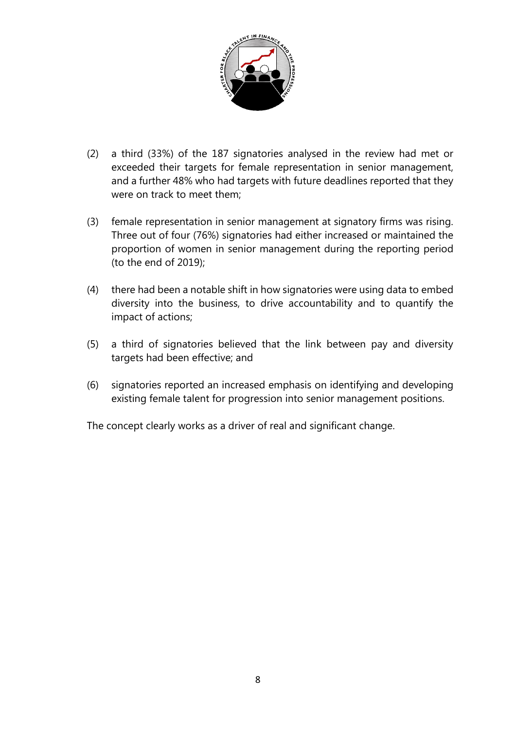(2) a third (33%) of the 187 signatories analysed in the review had met or exceeded their targets for female representation in senior management, and a further 48% who had targets with future deadlines reported that they were on track to meet them;

(3) female representation in senior management at signatory firms was rising. Three out of four (76%) signatories had either increased or maintained the proportion of women in senior management during the reporting period (to the end of 2019);

(4) there had been a notable shift in how signatories were using data to embed diversity into the business, to drive accountability and to quantify the impact of actions;

(5) a third of signatories believed that the link between pay and diversity targets had been effective; and

(6) signatories reported an increased emphasis on identifying and developing existing female talent for progression into senior management positions.

The concept clearly works as a driver of real and significant change.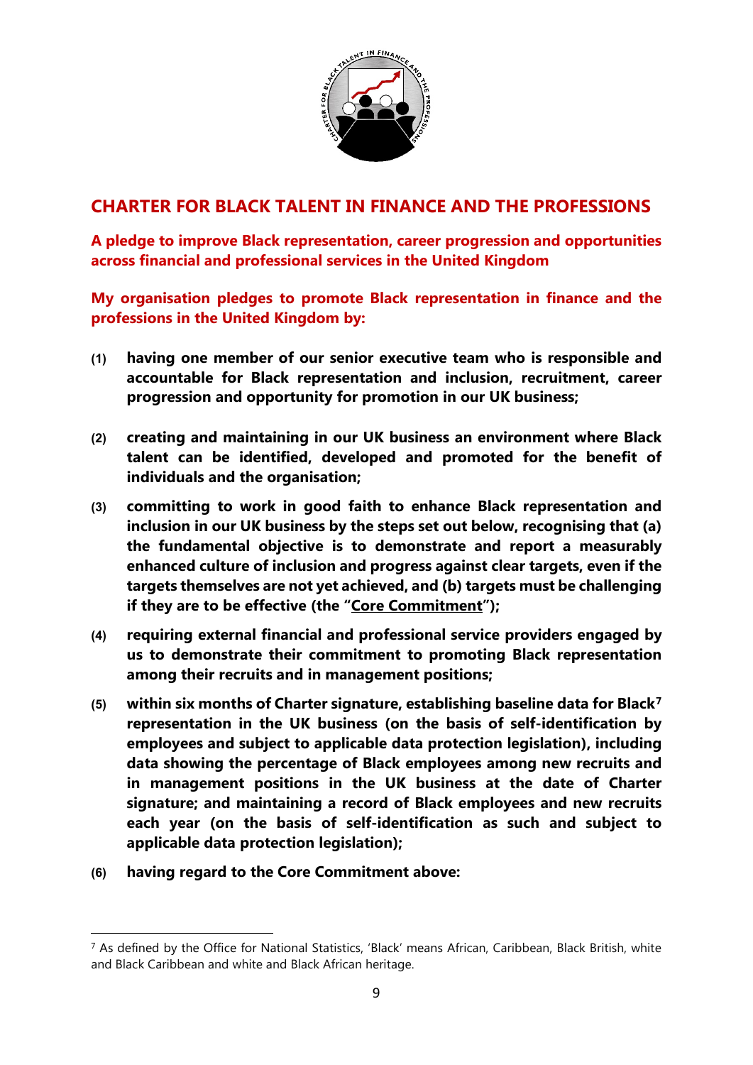## CHARTER FOR BLACK TALENT IN FINANCE AND THE PROFESSIONS

**A pledge to improve Black representation, career progression and opportunities across financial and professional services in the United Kingdom**

**My organisation pledges to promote Black representation in finance and the professions in the United Kingdom by:**

**(1)** **having one member of our senior executive team who is responsible and accountable for Black representation and inclusion, recruitment, career progression and opportunity for promotion in our UK business;**

**(2)** **creating and maintaining in our UK business an environment where Black talent can be identified, developed and promoted for the benefit of individuals and the organisation;**

**(3)** **committing to work in good faith to enhance Black representation and inclusion in our UK business by the steps set out below, recognising that (a) the fundamental objective is to demonstrate and report a measurably enhanced culture of inclusion and progress against clear targets, even if the targets themselves are not yet achieved, and (b) targets must be challenging if they are to be effective (the "Core Commitment");**

**(4)** **requiring external financial and professional service providers engaged by us to demonstrate their commitment to promoting Black representation among their recruits and in management positions;**

**(5)** **within six months of Charter signature, establishing baseline data for Black[7] representation in the UK business (on the basis of self-identification by employees and subject to applicable data protection legislation), including data showing the percentage of Black employees among new recruits and in management positions in the UK business at the date of Charter signature; and maintaining a record of Black employees and new recruits each year (on the basis of self-identification as such and subject to applicable data protection legislation);**

**(6)** **having regard to the Core Commitment above:**

---

[7] As defined by the Office for National Statistics, 'Black' means African, Caribbean, Black British, white and Black Caribbean and white and Black African heritage.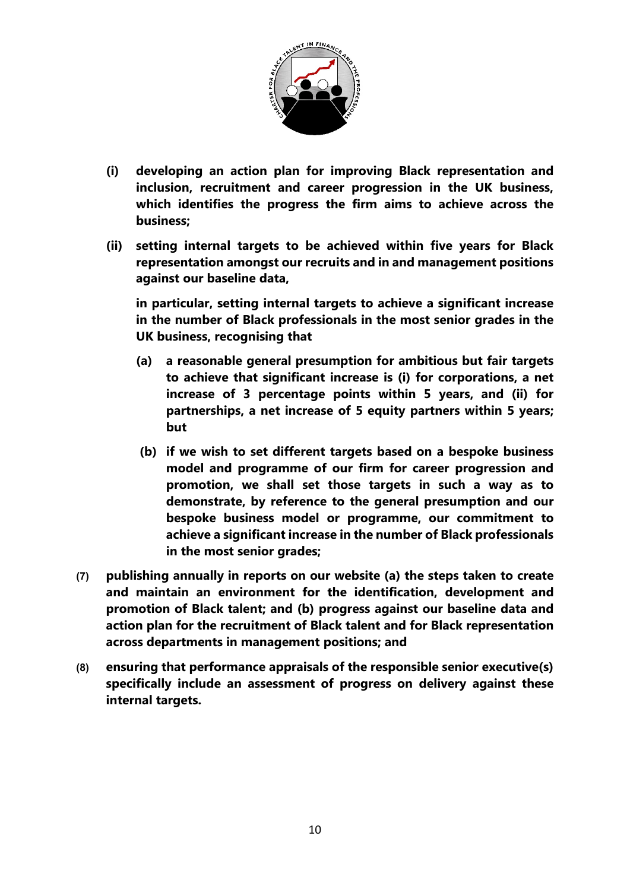**(i) developing an action plan for improving Black representation and inclusion, recruitment and career progression in the UK business, which identifies the progress the firm aims to achieve across the business;**

**(ii) setting internal targets to be achieved within five years for Black representation amongst our recruits and in and management positions against our baseline data,**

**in particular, setting internal targets to achieve a significant increase in the number of Black professionals in the most senior grades in the UK business, recognising that**

**(a) a reasonable general presumption for ambitious but fair targets to achieve that significant increase is (i) for corporations, a net increase of 3 percentage points within 5 years, and (ii) for partnerships, a net increase of 5 equity partners within 5 years; but**

**(b) if we wish to set different targets based on a bespoke business model and programme of our firm for career progression and promotion, we shall set those targets in such a way as to demonstrate, by reference to the general presumption and our bespoke business model or programme, our commitment to achieve a significant increase in the number of Black professionals in the most senior grades;**

**(7) publishing annually in reports on our website (a) the steps taken to create and maintain an environment for the identification, development and promotion of Black talent; and (b) progress against our baseline data and action plan for the recruitment of Black talent and for Black representation across departments in management positions; and**

**(8) ensuring that performance appraisals of the responsible senior executive(s) specifically include an assessment of progress on delivery against these internal targets.**